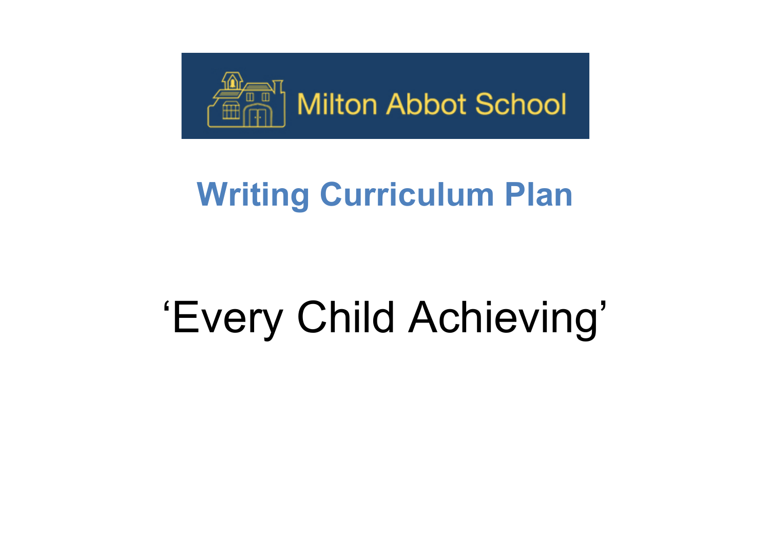Milton Abbot School

# Writing Curriculum Plan

## ‘Every Child Achieving’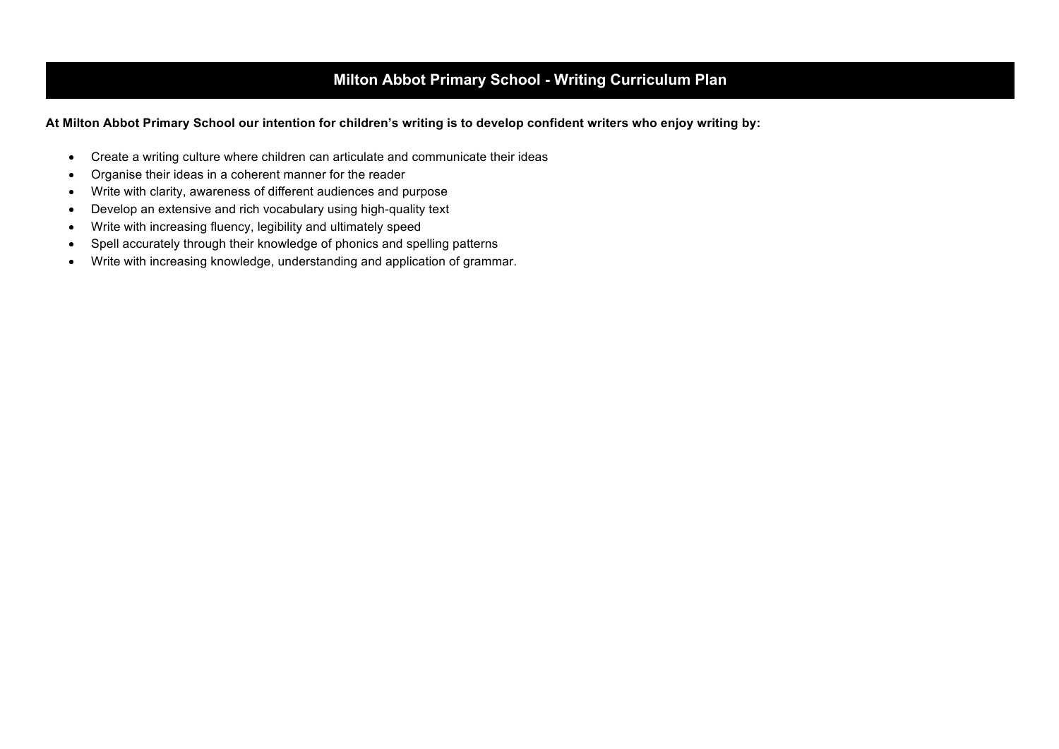# Milton Abbot Primary School - Writing Curriculum Plan

**At Milton Abbot Primary School our intention for children's writing is to develop confident writers who enjoy writing by:**

- Create a writing culture where children can articulate and communicate their ideas
- Organise their ideas in a coherent manner for the reader
- Write with clarity, awareness of different audiences and purpose
- Develop an extensive and rich vocabulary using high-quality text
- Write with increasing fluency, legibility and ultimately speed
- Spell accurately through their knowledge of phonics and spelling patterns
- Write with increasing knowledge, understanding and application of grammar.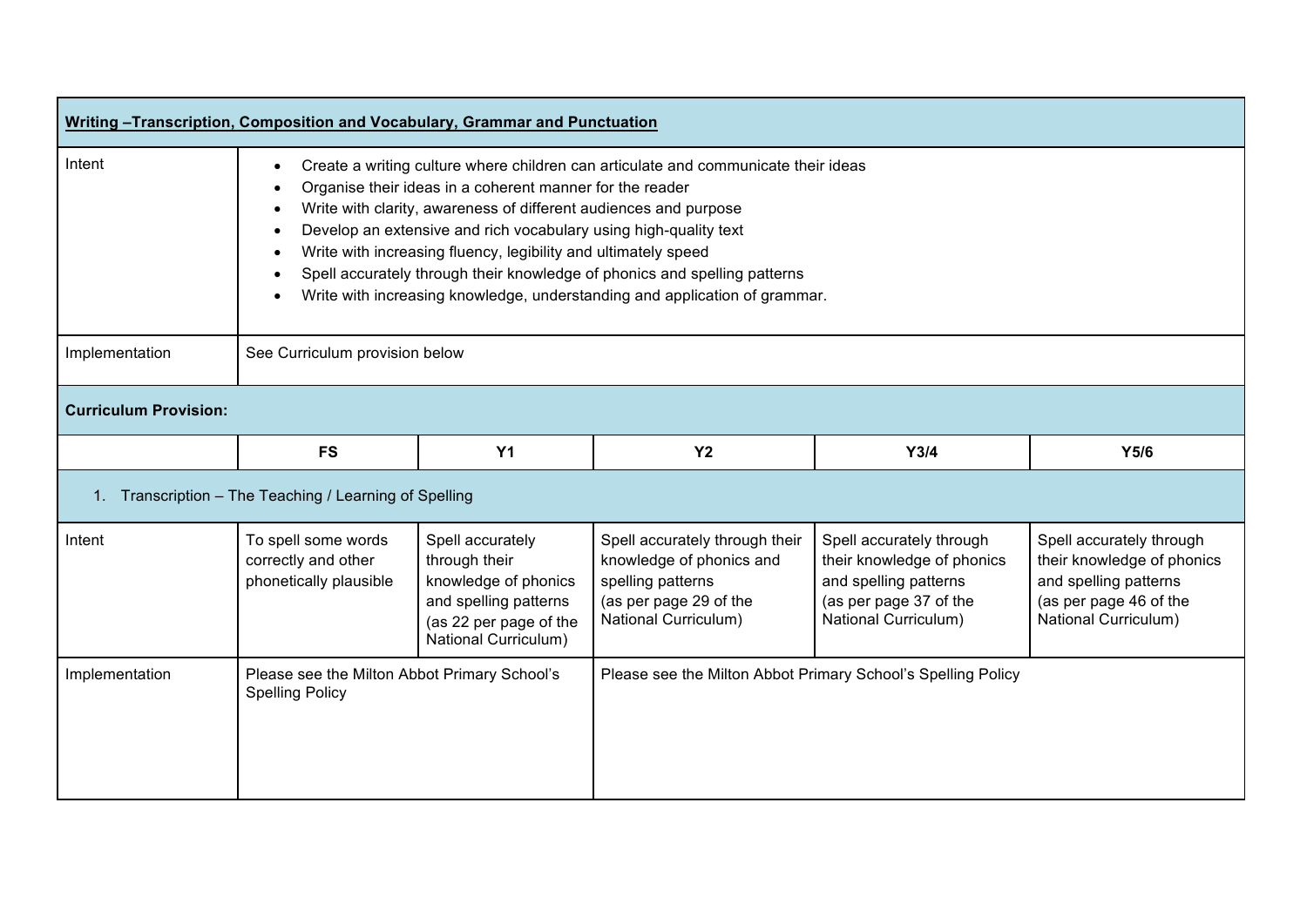| **Writing –Transcription, Composition and Vocabulary, Grammar and Punctuation** | | | | | |
|---|---|---|---|---|---|
| Intent | • Create a writing culture where children can articulate and communicate their ideas<br>• Organise their ideas in a coherent manner for the reader<br>• Write with clarity, awareness of different audiences and purpose<br>• Develop an extensive and rich vocabulary using high-quality text<br>• Write with increasing fluency, legibility and ultimately speed<br>• Spell accurately through their knowledge of phonics and spelling patterns<br>• Write with increasing knowledge, understanding and application of grammar. | | | | |
| Implementation | See Curriculum provision below | | | | |
| **Curriculum Provision:** | | | | | |
| | **FS** | **Y1** | **Y2** | **Y3/4** | **Y5/6** |
| 1. Transcription – The Teaching / Learning of Spelling | | | | | |
| Intent | To spell some words correctly and other phonetically plausible | Spell accurately through their knowledge of phonics and spelling patterns (as 22 per page of the National Curriculum) | Spell accurately through their knowledge of phonics and spelling patterns (as per page 29 of the National Curriculum) | Spell accurately through their knowledge of phonics and spelling patterns (as per page 37 of the National Curriculum) | Spell accurately through their knowledge of phonics and spelling patterns (as per page 46 of the National Curriculum) |
| Implementation | Please see the Milton Abbot Primary School's Spelling Policy | | Please see the Milton Abbot Primary School's Spelling Policy | | |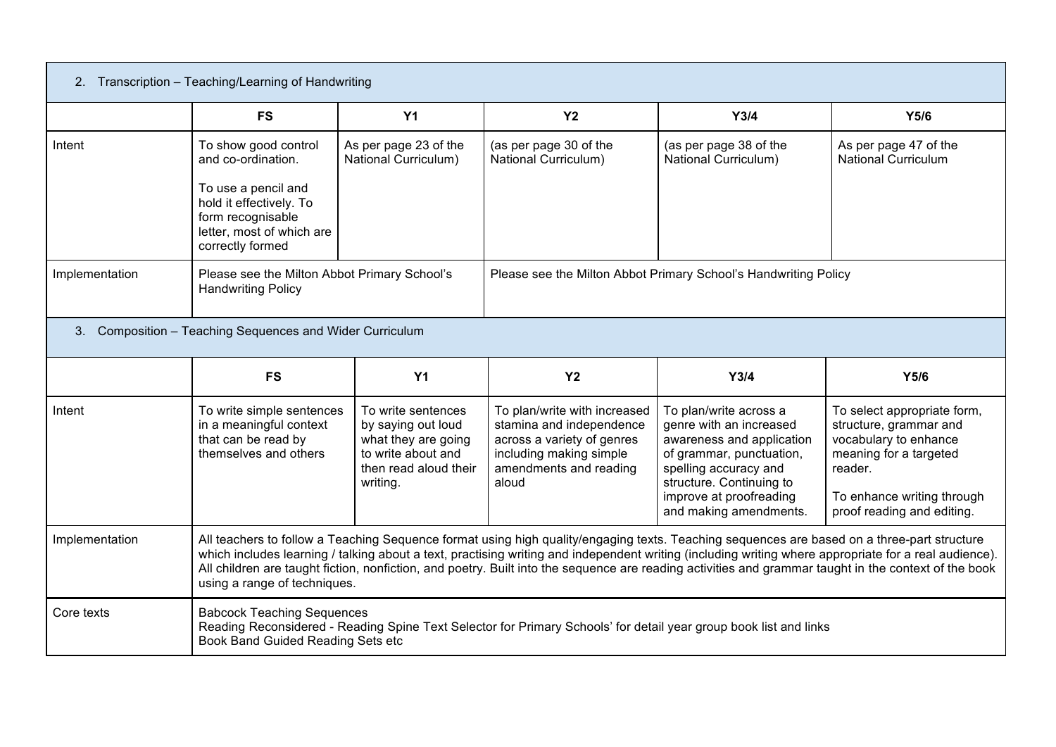## 2. Transcription – Teaching/Learning of Handwriting

| | FS | Y1 | Y2 | Y3/4 | Y5/6 |
|---|---|---|---|---|---|
| Intent | To show good control and co-ordination.<br><br>To use a pencil and hold it effectively. To form recognisable letter, most of which are correctly formed | As per page 23 of the National Curriculum) | (as per page 30 of the National Curriculum) | (as per page 38 of the National Curriculum) | As per page 47 of the National Curriculum |
| Implementation | Please see the Milton Abbot Primary School's Handwriting Policy | | Please see the Milton Abbot Primary School's Handwriting Policy | | |

## 3. Composition – Teaching Sequences and Wider Curriculum

| | FS | Y1 | Y2 | Y3/4 | Y5/6 |
|---|---|---|---|---|---|
| Intent | To write simple sentences in a meaningful context that can be read by themselves and others | To write sentences by saying out loud what they are going to write about and then read aloud their writing. | To plan/write with increased stamina and independence across a variety of genres including making simple amendments and reading aloud | To plan/write across a genre with an increased awareness and application of grammar, punctuation, spelling accuracy and structure. Continuing to improve at proofreading and making amendments. | To select appropriate form, structure, grammar and vocabulary to enhance meaning for a targeted reader.<br><br>To enhance writing through proof reading and editing. |
| Implementation | All teachers to follow a Teaching Sequence format using high quality/engaging texts. Teaching sequences are based on a three-part structure which includes learning / talking about a text, practising writing and independent writing (including writing where appropriate for a real audience). All children are taught fiction, nonfiction, and poetry. Built into the sequence are reading activities and grammar taught in the context of the book using a range of techniques. | | | | |
| Core texts | Babcock Teaching Sequences<br>Reading Reconsidered - Reading Spine Text Selector for Primary Schools' for detail year group book list and links<br>Book Band Guided Reading Sets etc | | | | |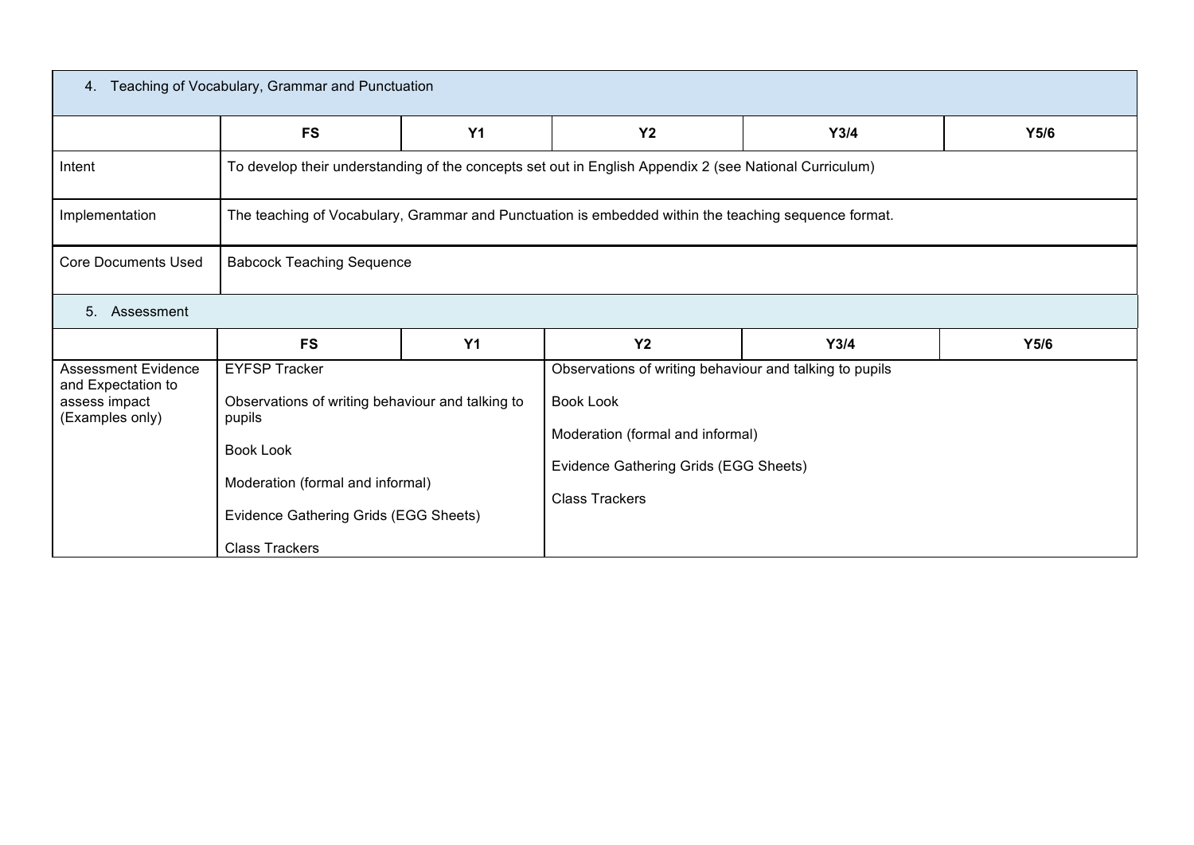| 4. Teaching of Vocabulary, Grammar and Punctuation | | | | | |
|---|---|---|---|---|---|
| | **FS** | **Y1** | **Y2** | **Y3/4** | **Y5/6** |
| Intent | To develop their understanding of the concepts set out in English Appendix 2 (see National Curriculum) | | | | |
| Implementation | The teaching of Vocabulary, Grammar and Punctuation is embedded within the teaching sequence format. | | | | |
| Core Documents Used | Babcock Teaching Sequence | | | | |

| 5. Assessment | | | | | |
|---|---|---|---|---|---|
| | **FS** | **Y1** | **Y2** | **Y3/4** | **Y5/6** |
| Assessment Evidence and Expectation to assess impact (Examples only) | EYFSP Tracker<br><br>Observations of writing behaviour and talking to pupils<br><br>Book Look<br><br>Moderation (formal and informal)<br><br>Evidence Gathering Grids (EGG Sheets)<br><br>Class Trackers | | Observations of writing behaviour and talking to pupils<br><br>Book Look<br><br>Moderation (formal and informal)<br><br>Evidence Gathering Grids (EGG Sheets)<br><br>Class Trackers | | |